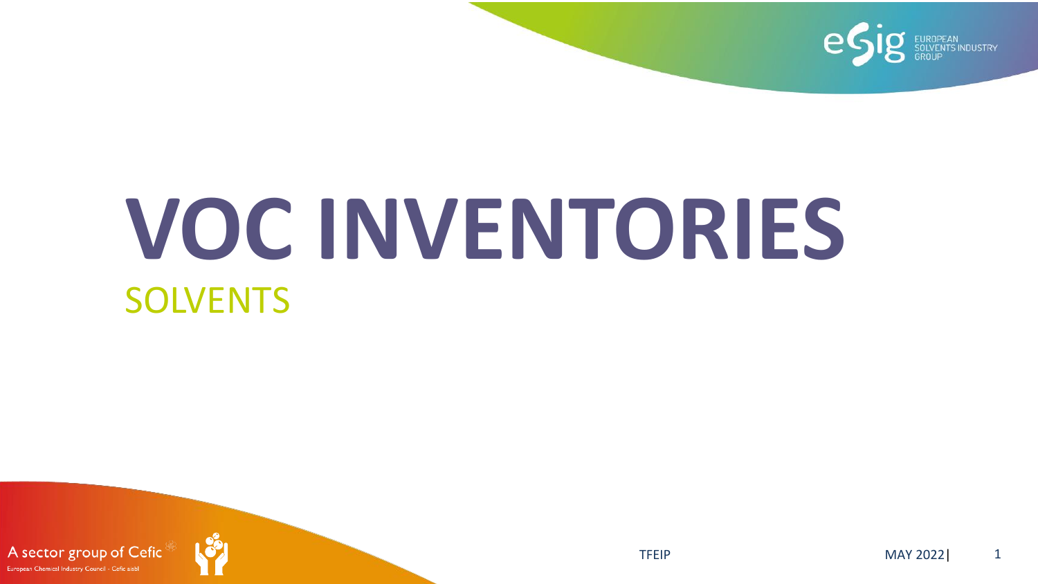# VOC INVENTORIES

## SOLVENTS

TFEIP

MAY 2022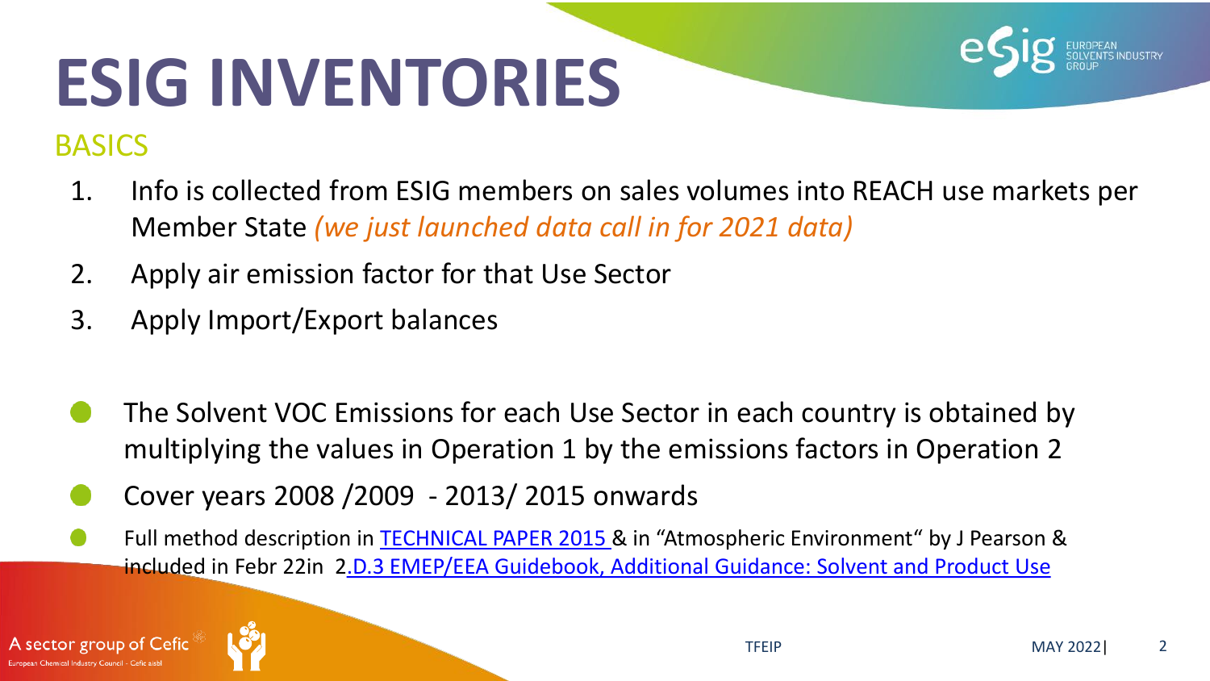# ESIG INVENTORIES

## BASICS

1. Info is collected from ESIG members on sales volumes into REACH use markets per Member State *(we just launched data call in for 2021 data)*
2. Apply air emission factor for that Use Sector
3. Apply Import/Export balances

- The Solvent VOC Emissions for each Use Sector in each country is obtained by multiplying the values in Operation 1 by the emissions factors in Operation 2
- Cover years 2008 /2009 - 2013/ 2015 onwards
- Full method description in TECHNICAL PAPER 2015 & in "Atmospheric Environment" by J Pearson & included in Febr 22in 2.D.3 EMEP/EEA Guidebook, Additional Guidance: Solvent and Product Use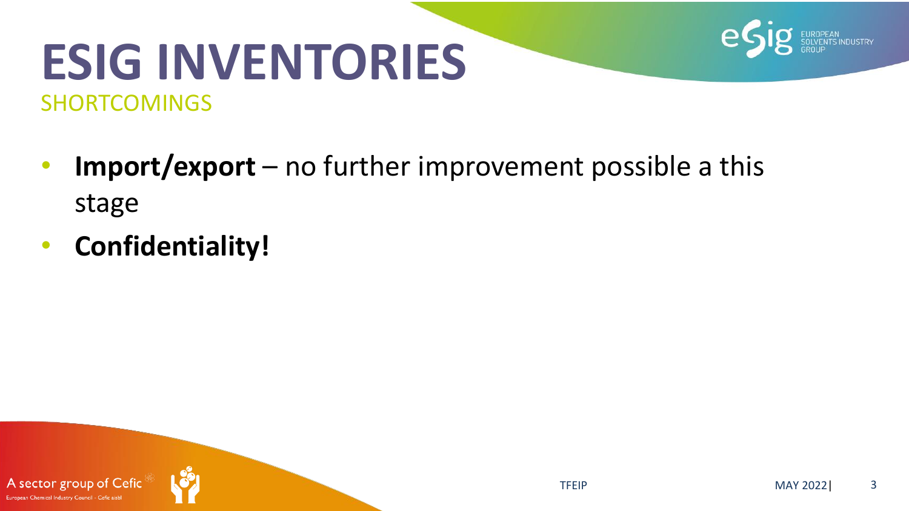# ESIG INVENTORIES

## SHORTCOMINGS

- **Import/export** – no further improvement possible a this stage
- **Confidentiality!**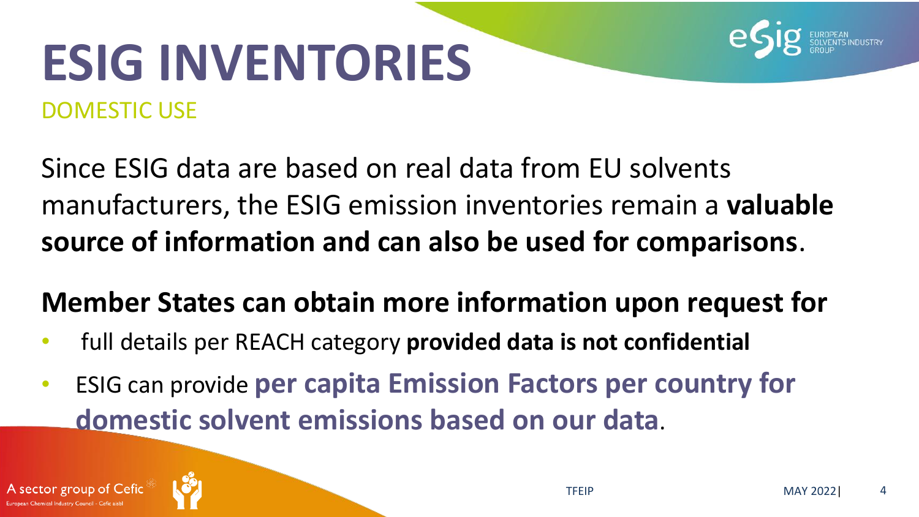# ESIG INVENTORIES

## DOMESTIC USE

Since ESIG data are based on real data from EU solvents manufacturers, the ESIG emission inventories remain a **valuable source of information and can also be used for comparisons**.

**Member States can obtain more information upon request for**

- full details per REACH category **provided data is not confidential**
- ESIG can provide **per capita Emission Factors per country for domestic solvent emissions based on our data**.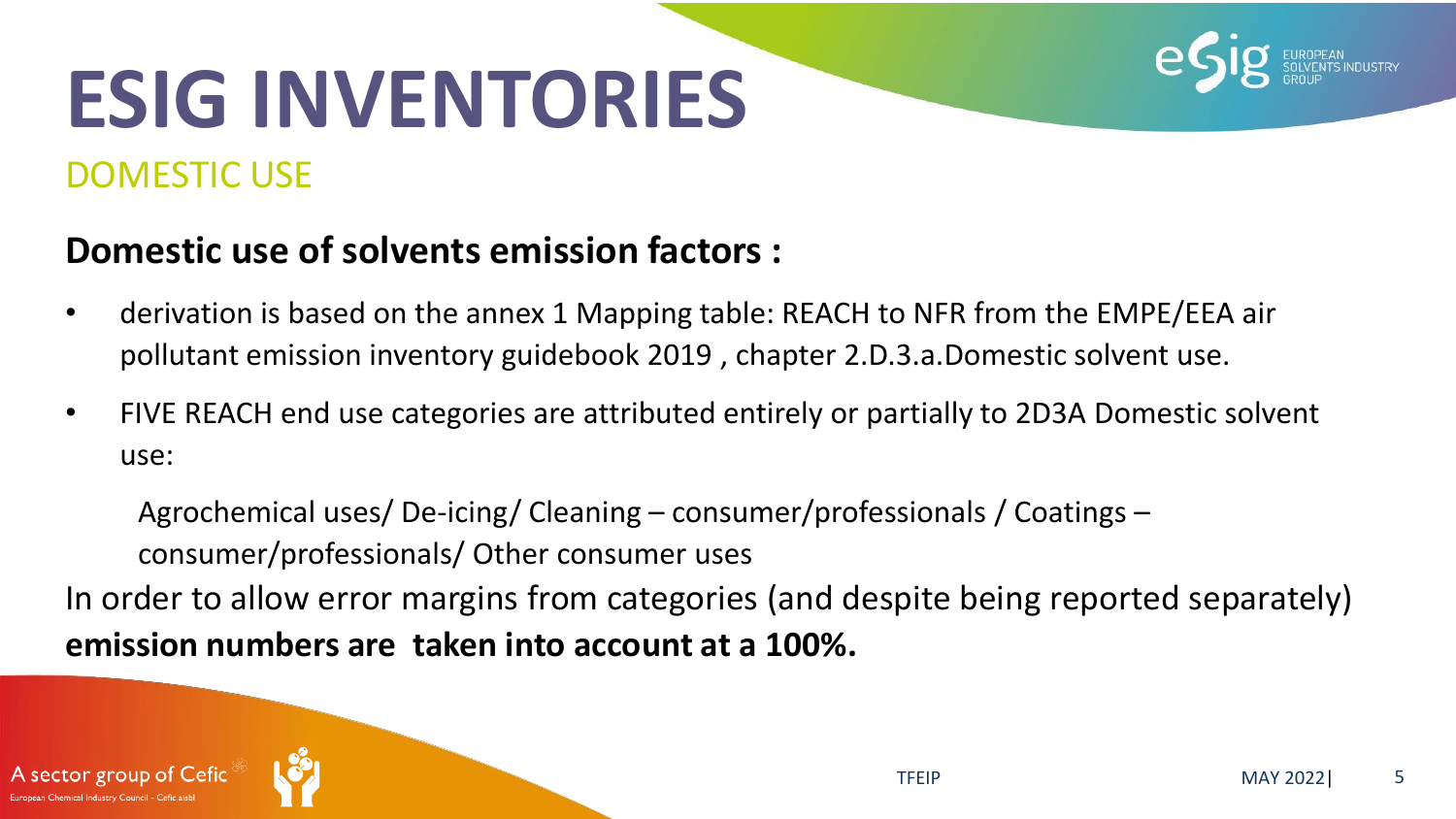# ESIG INVENTORIES

## DOMESTIC USE

### Domestic use of solvents emission factors :

- derivation is based on the annex 1 Mapping table: REACH to NFR from the EMPE/EEA air pollutant emission inventory guidebook 2019 , chapter 2.D.3.a.Domestic solvent use.
- FIVE REACH end use categories are attributed entirely or partially to 2D3A Domestic solvent use:

  Agrochemical uses/ De-icing/ Cleaning – consumer/professionals / Coatings – consumer/professionals/ Other consumer uses

In order to allow error margins from categories (and despite being reported separately) **emission numbers are taken into account at a 100%.**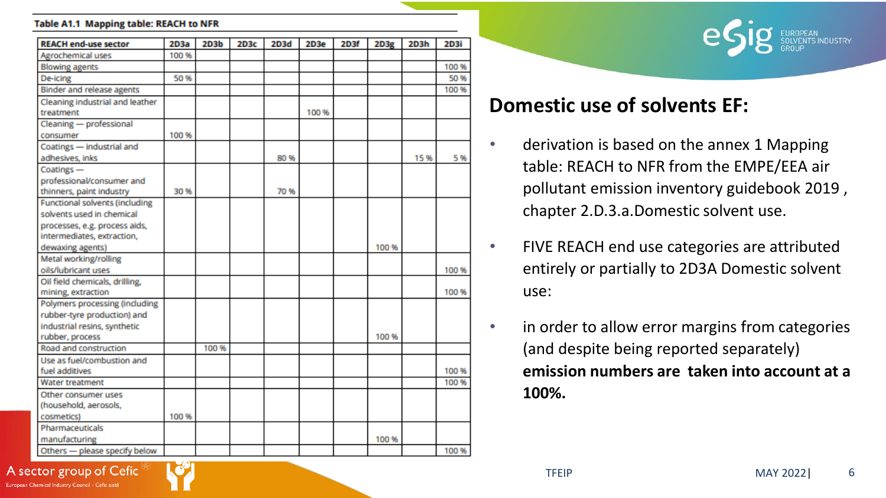**Table A1.1 Mapping table: REACH to NFR**

| REACH end-use sector | 2D3a | 2D3b | 2D3c | 2D3d | 2D3e | 2D3f | 2D3g | 2D3h | 2D3i |
|---|---|---|---|---|---|---|---|---|---|
| Agrochemical uses | 100 % | | | | | | | | |
| Blowing agents | | | | | | | | | 100 % |
| De-icing | 50 % | | | | | | | | 50 % |
| Binder and release agents | | | | | | | | | 100 % |
| Cleaning industrial and leather treatment | | | | | 100 % | | | | |
| Cleaning — professional consumer | 100 % | | | | | | | | |
| Coatings — industrial and adhesives, inks | | | | 80 % | | | | 15 % | 5 % |
| Coatings — professional/consumer and thinners, paint industry | 30 % | | | 70 % | | | | | |
| Functional solvents (including solvents used in chemical processes, e.g. process aids, intermediates, extraction, dewaxing agents) | | | | | | | 100 % | | |
| Metal working/rolling oils/lubricant uses | | | | | | | | | 100 % |
| Oil field chemicals, drilling, mining, extraction | | | | | | | | | 100 % |
| Polymers processing (including rubber-tyre production) and industrial resins, synthetic rubber, process | | | | | | | 100 % | | |
| Road and construction | | 100 % | | | | | | | |
| Use as fuel/combustion and fuel additives | | | | | | | | | 100 % |
| Water treatment | | | | | | | | | 100 % |
| Other consumer uses (household, aerosols, cosmetics) | 100 % | | | | | | | | |
| Pharmaceuticals manufacturing | | | | | | | 100 % | | |
| Others — please specify below | | | | | | | | | 100 % |

## Domestic use of solvents EF:

- derivation is based on the annex 1 Mapping table: REACH to NFR from the EMPE/EEA air pollutant emission inventory guidebook 2019 , chapter 2.D.3.a.Domestic solvent use.
- FIVE REACH end use categories are attributed entirely or partially to 2D3A Domestic solvent use:
- in order to allow error margins from categories (and despite being reported separately) **emission numbers are taken into account at a 100%.**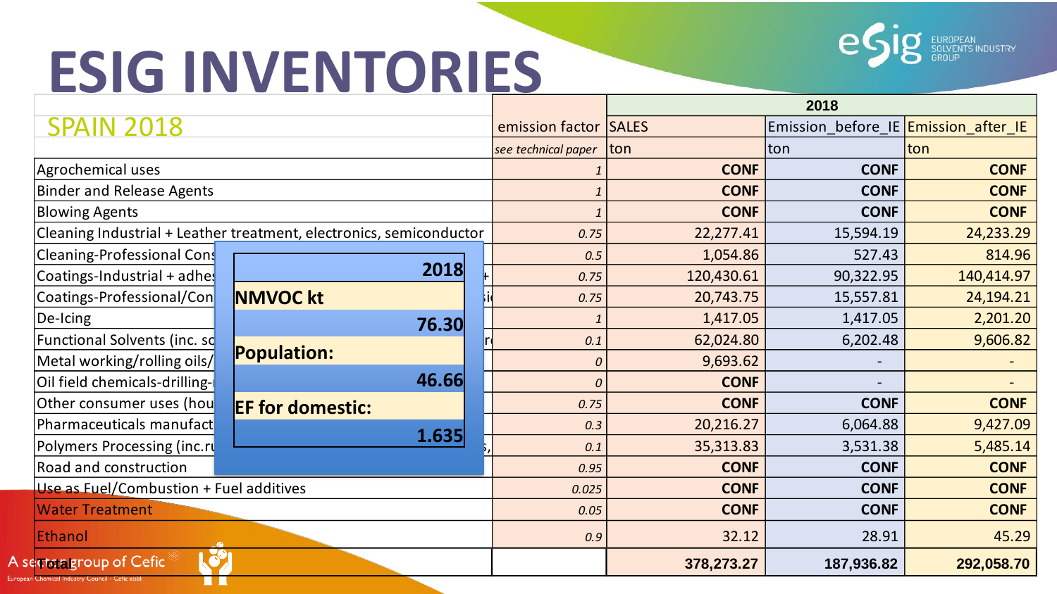# ESIG INVENTORIES

## SPAIN 2018

| | emission factor | 2018 SALES | 2018 Emission_before_IE | 2018 Emission_after_IE |
|---|---|---|---|---|
| | *see technical paper* | ton | ton | ton |
| Agrochemical uses | *1* | **CONF** | **CONF** | **CONF** |
| Binder and Release Agents | *1* | **CONF** | **CONF** | **CONF** |
| Blowing Agents | *1* | **CONF** | **CONF** | **CONF** |
| Cleaning Industrial + Leather treatment, electronics, semiconductor | *0.75* | 22,277.41 | 15,594.19 | 24,233.29 |
| Cleaning-Professional Cons | *0.5* | 1,054.86 | 527.43 | 814.96 |
| Coatings-Industrial + adhes | *0.75* | 120,430.61 | 90,322.95 | 140,414.97 |
| Coatings-Professional/Con | *0.75* | 20,743.75 | 15,557.81 | 24,194.21 |
| De-Icing | *1* | 1,417.05 | 1,417.05 | 2,201.20 |
| Functional Solvents (inc. sc | *0.1* | 62,024.80 | 6,202.48 | 9,606.82 |
| Metal working/rolling oils/ | *0* | 9,693.62 | - | - |
| Oil field chemicals-drilling- | *0* | **CONF** | - | - |
| Other consumer uses (hou | *0.75* | **CONF** | **CONF** | **CONF** |
| Pharmaceuticals manufact | *0.3* | 20,216.27 | 6,064.88 | 9,427.09 |
| Polymers Processing (inc.ru | *0.1* | 35,313.83 | 3,531.38 | 5,485.14 |
| Road and construction | *0.95* | **CONF** | **CONF** | **CONF** |
| Use as Fuel/Combustion + Fuel additives | *0.025* | **CONF** | **CONF** | **CONF** |
| Water Treatment | *0.05* | **CONF** | **CONF** | **CONF** |
| Ethanol | *0.9* | 32.12 | 28.91 | 45.29 |
| **Total** | | **378,273.27** | **187,936.82** | **292,058.70** |

| | **2018** |
|---|---|
| **NMVOC kt** | **76.30** |
| **Population:** | **46.66** |
| **EF for domestic:** | **1.635** |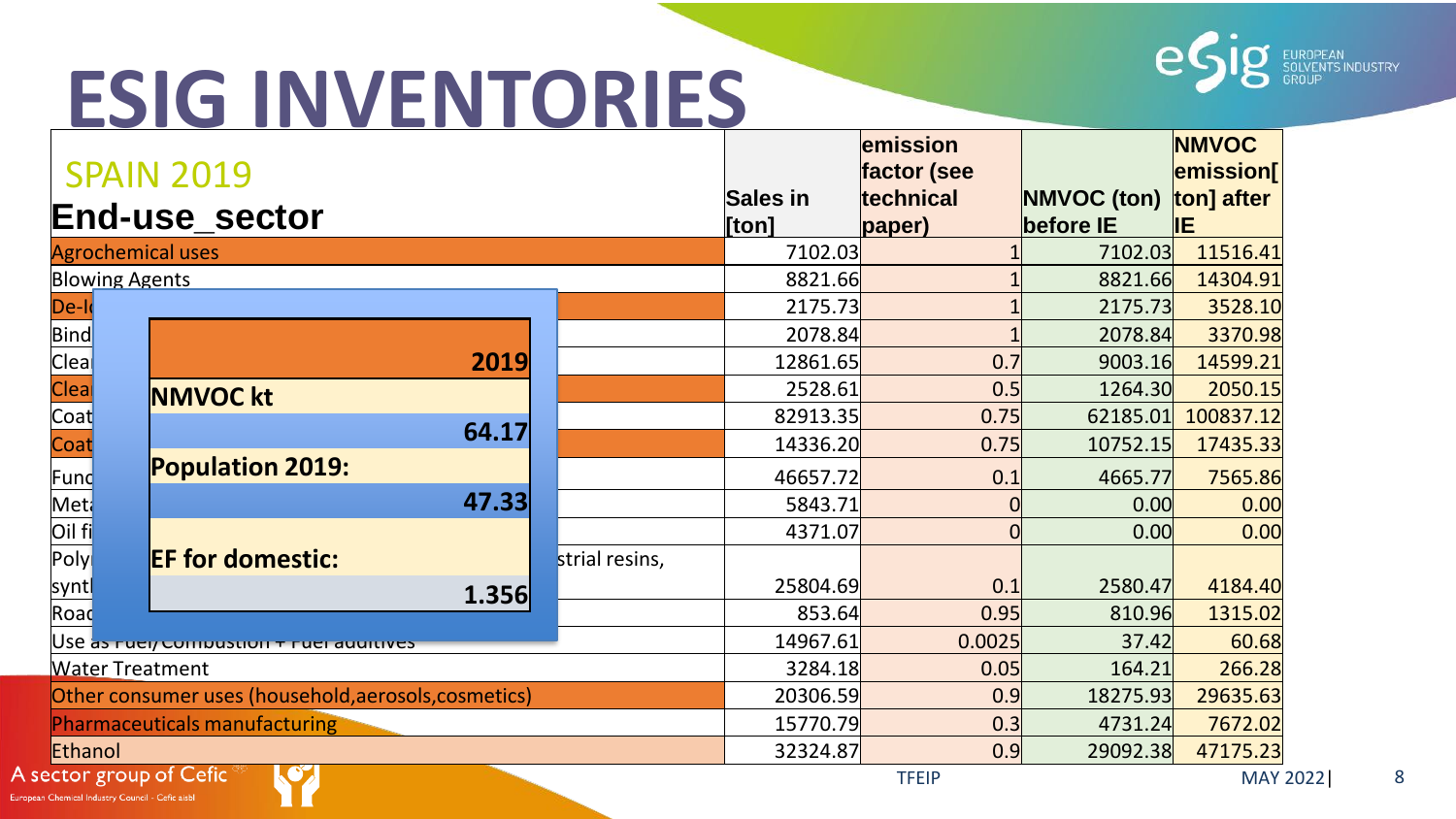# ESIG INVENTORIES

## SPAIN 2019

| End-use_sector | Sales in [ton] | emission factor (see technical paper) | NMVOC (ton) before IE | NMVOC emission[ ton] after IE |
|---|---|---|---|---|
| Agrochemical uses | 7102.03 | 1 | 7102.03 | 11516.41 |
| Blowing Agents | 8821.66 | 1 | 8821.66 | 14304.91 |
| De-l | 2175.73 | 1 | 2175.73 | 3528.10 |
| Bind | 2078.84 | 1 | 2078.84 | 3370.98 |
| Clea | 12861.65 | 0.7 | 9003.16 | 14599.21 |
| Clea | 2528.61 | 0.5 | 1264.30 | 2050.15 |
| Coat | 82913.35 | 0.75 | 62185.01 | 100837.12 |
| Coat | 14336.20 | 0.75 | 10752.15 | 17435.33 |
| Func | 46657.72 | 0.1 | 4665.77 | 7565.86 |
| Met | 5843.71 | 0 | 0.00 | 0.00 |
| Oil fi | 4371.07 | 0 | 0.00 | 0.00 |
| Poly... strial resins, synt | 25804.69 | 0.1 | 2580.47 | 4184.40 |
| Road | 853.64 | 0.95 | 810.96 | 1315.02 |
| Use as Fuel/Combustion + Fuel additives | 14967.61 | 0.0025 | 37.42 | 60.68 |
| Water Treatment | 3284.18 | 0.05 | 164.21 | 266.28 |
| Other consumer uses (household,aerosols,cosmetics) | 20306.59 | 0.9 | 18275.93 | 29635.63 |
| Pharmaceuticals manufacturing | 15770.79 | 0.3 | 4731.24 | 7672.02 |
| Ethanol | 32324.87 | 0.9 | 29092.38 | 47175.23 |

| | 2019 |
|---|---|
| NMVOC kt | 64.17 |
| Population 2019: | 47.33 |
| EF for domestic: | 1.356 |

TFEIP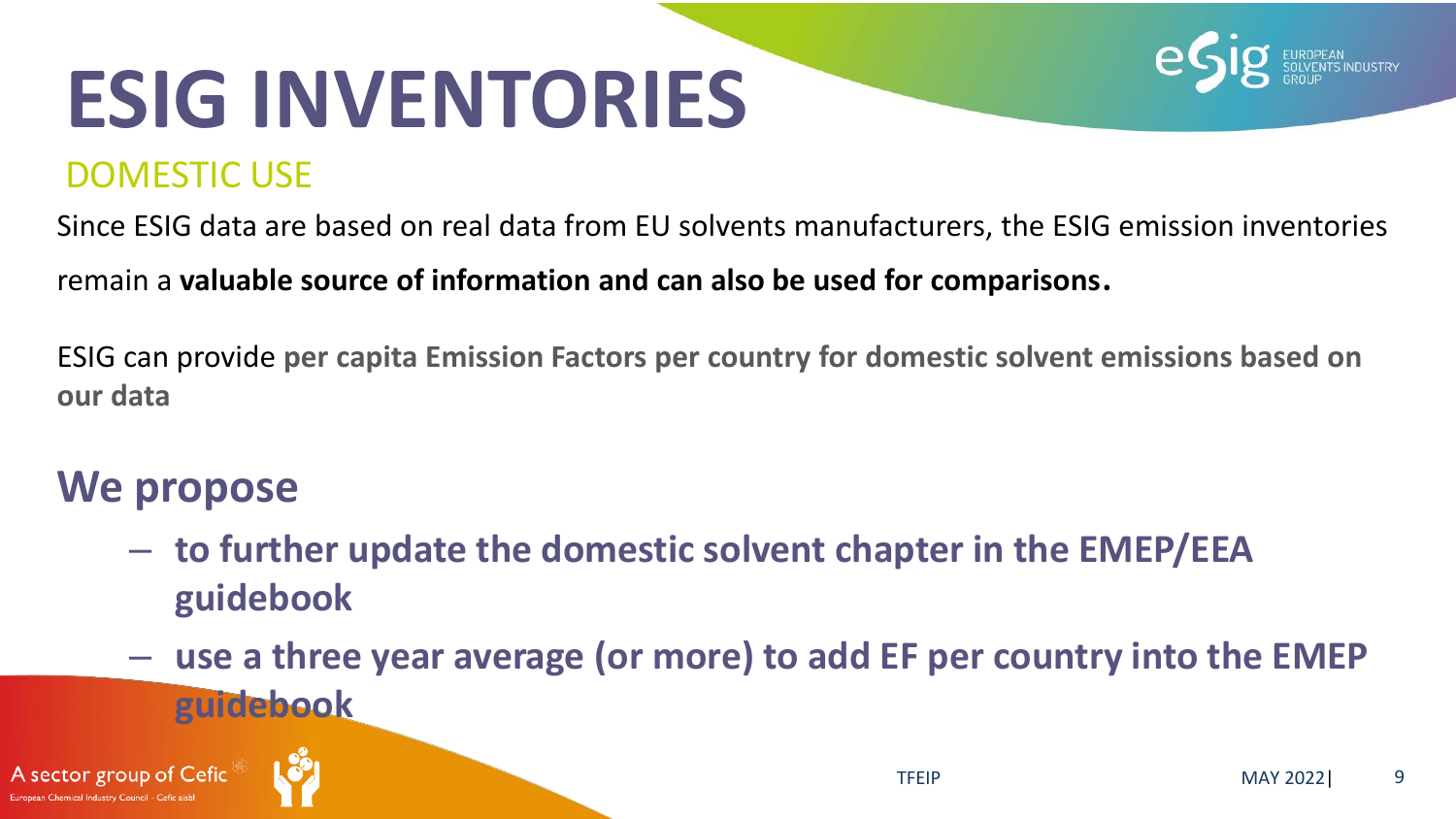# ESIG INVENTORIES

## DOMESTIC USE

Since ESIG data are based on real data from EU solvents manufacturers, the ESIG emission inventories remain a **valuable source of information and can also be used for comparisons.**

ESIG can provide **per capita Emission Factors per country for domestic solvent emissions based on our data**

## We propose

- **to further update the domestic solvent chapter in the EMEP/EEA guidebook**
- **use a three year average (or more) to add EF per country into the EMEP guidebook**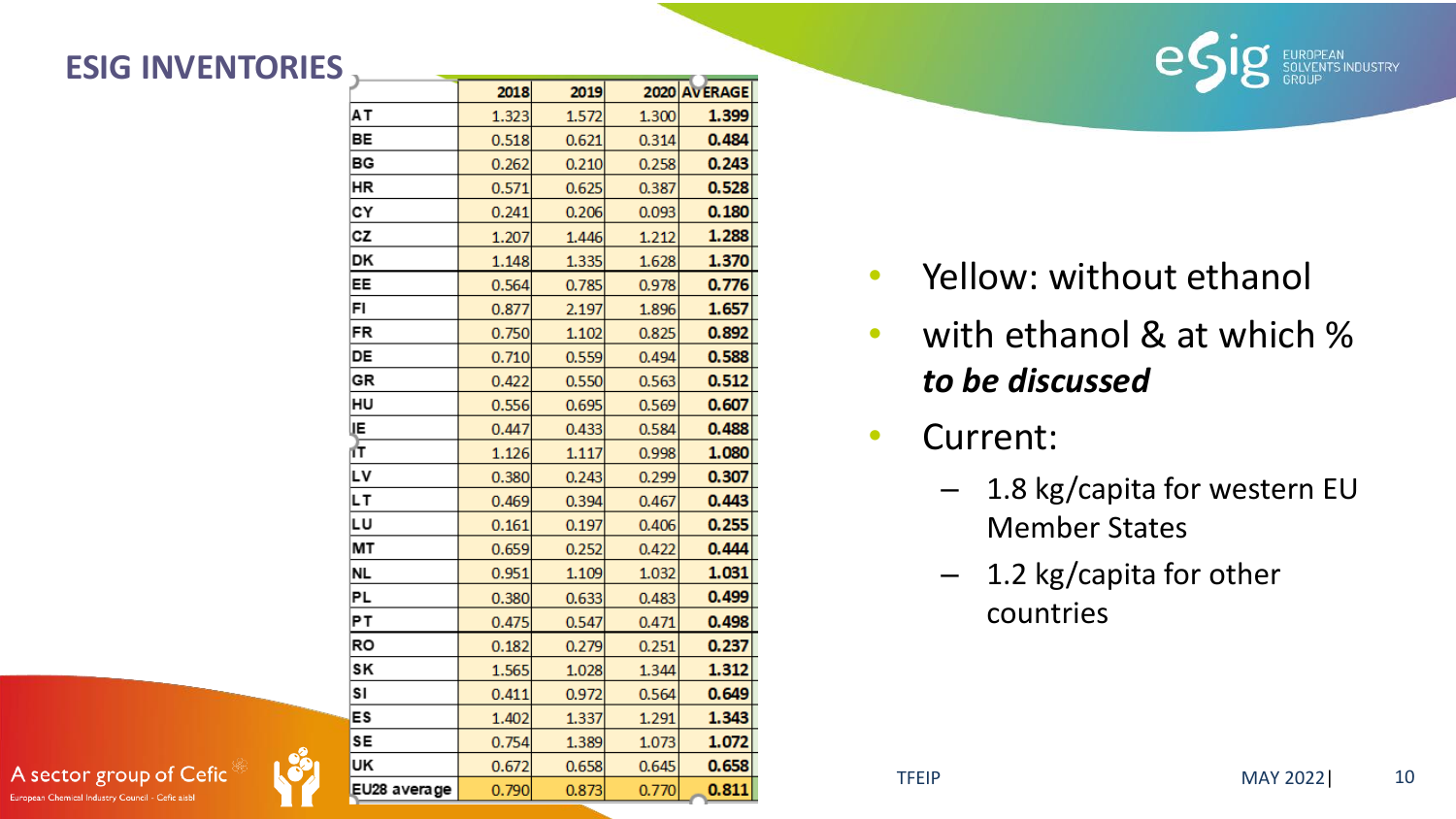## ESIG INVENTORIES

| | 2018 | 2019 | 2020 | AVERAGE |
|---|---|---|---|---|
| AT | 1.323 | 1.572 | 1.300 | **1.399** |
| BE | 0.518 | 0.621 | 0.314 | **0.484** |
| BG | 0.262 | 0.210 | 0.258 | **0.243** |
| HR | 0.571 | 0.625 | 0.387 | **0.528** |
| CY | 0.241 | 0.206 | 0.093 | **0.180** |
| CZ | 1.207 | 1.446 | 1.212 | **1.288** |
| DK | 1.148 | 1.335 | 1.628 | **1.370** |
| EE | 0.564 | 0.785 | 0.978 | **0.776** |
| FI | 0.877 | 2.197 | 1.896 | **1.657** |
| FR | 0.750 | 1.102 | 0.825 | **0.892** |
| DE | 0.710 | 0.559 | 0.494 | **0.588** |
| GR | 0.422 | 0.550 | 0.563 | **0.512** |
| HU | 0.556 | 0.695 | 0.569 | **0.607** |
| IE | 0.447 | 0.433 | 0.584 | **0.488** |
| IT | 1.126 | 1.117 | 0.998 | **1.080** |
| LV | 0.380 | 0.243 | 0.299 | **0.307** |
| LT | 0.469 | 0.394 | 0.467 | **0.443** |
| LU | 0.161 | 0.197 | 0.406 | **0.255** |
| MT | 0.659 | 0.252 | 0.422 | **0.444** |
| NL | 0.951 | 1.109 | 1.032 | **1.031** |
| PL | 0.380 | 0.633 | 0.483 | **0.499** |
| PT | 0.475 | 0.547 | 0.471 | **0.498** |
| RO | 0.182 | 0.279 | 0.251 | **0.237** |
| SK | 1.565 | 1.028 | 1.344 | **1.312** |
| SI | 0.411 | 0.972 | 0.564 | **0.649** |
| ES | 1.402 | 1.337 | 1.291 | **1.343** |
| SE | 0.754 | 1.389 | 1.073 | **1.072** |
| UK | 0.672 | 0.658 | 0.645 | **0.658** |
| EU28 average | 0.790 | 0.873 | 0.770 | **0.811** |

- Yellow: without ethanol
- with ethanol & at which % ***to be discussed***
- Current:
  - 1.8 kg/capita for western EU Member States
  - 1.2 kg/capita for other countries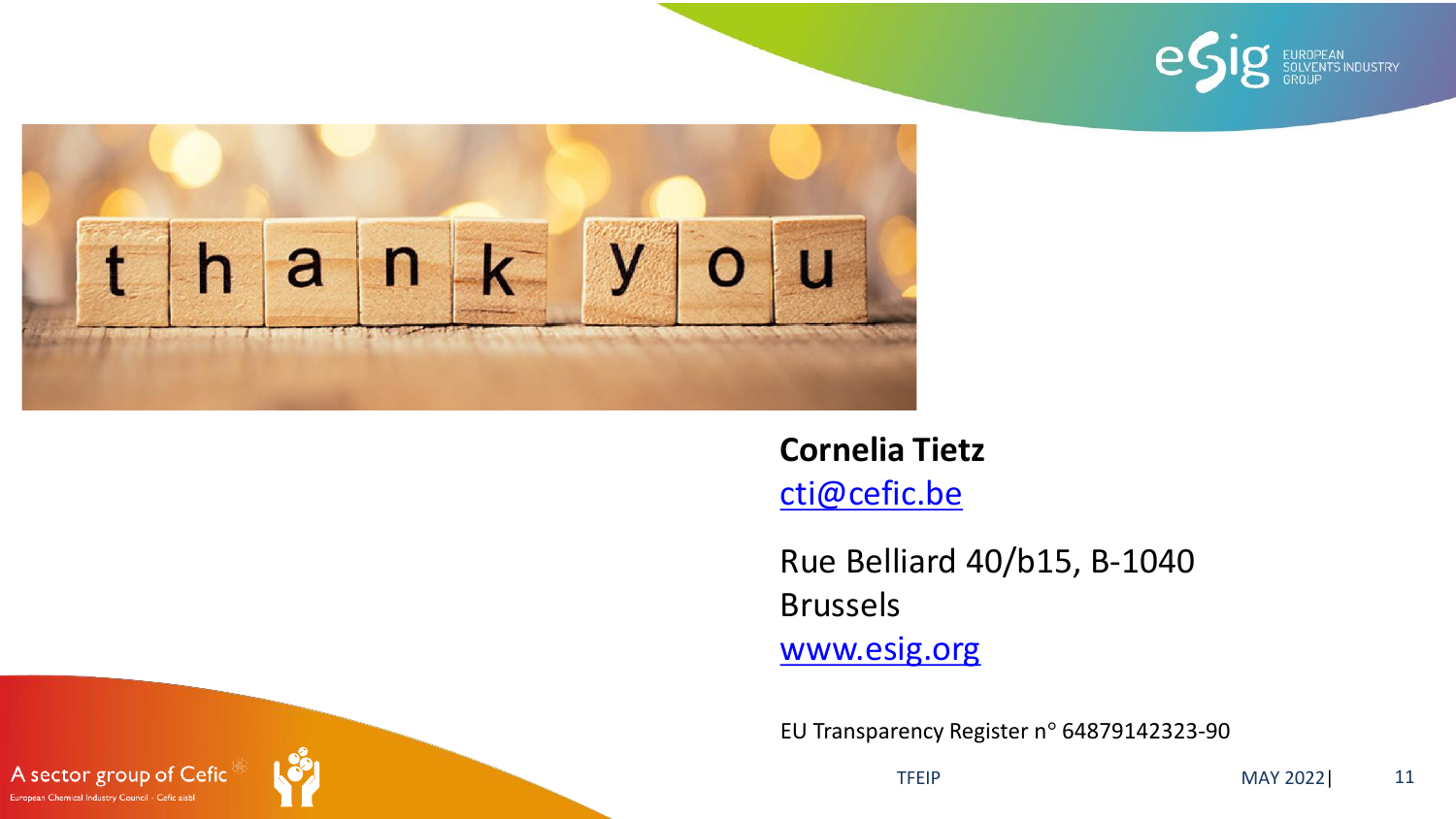thank you

**Cornelia Tietz**
cti@cefic.be

Rue Belliard 40/b15, B-1040 Brussels

www.esig.org

EU Transparency Register n° 64879142323-90